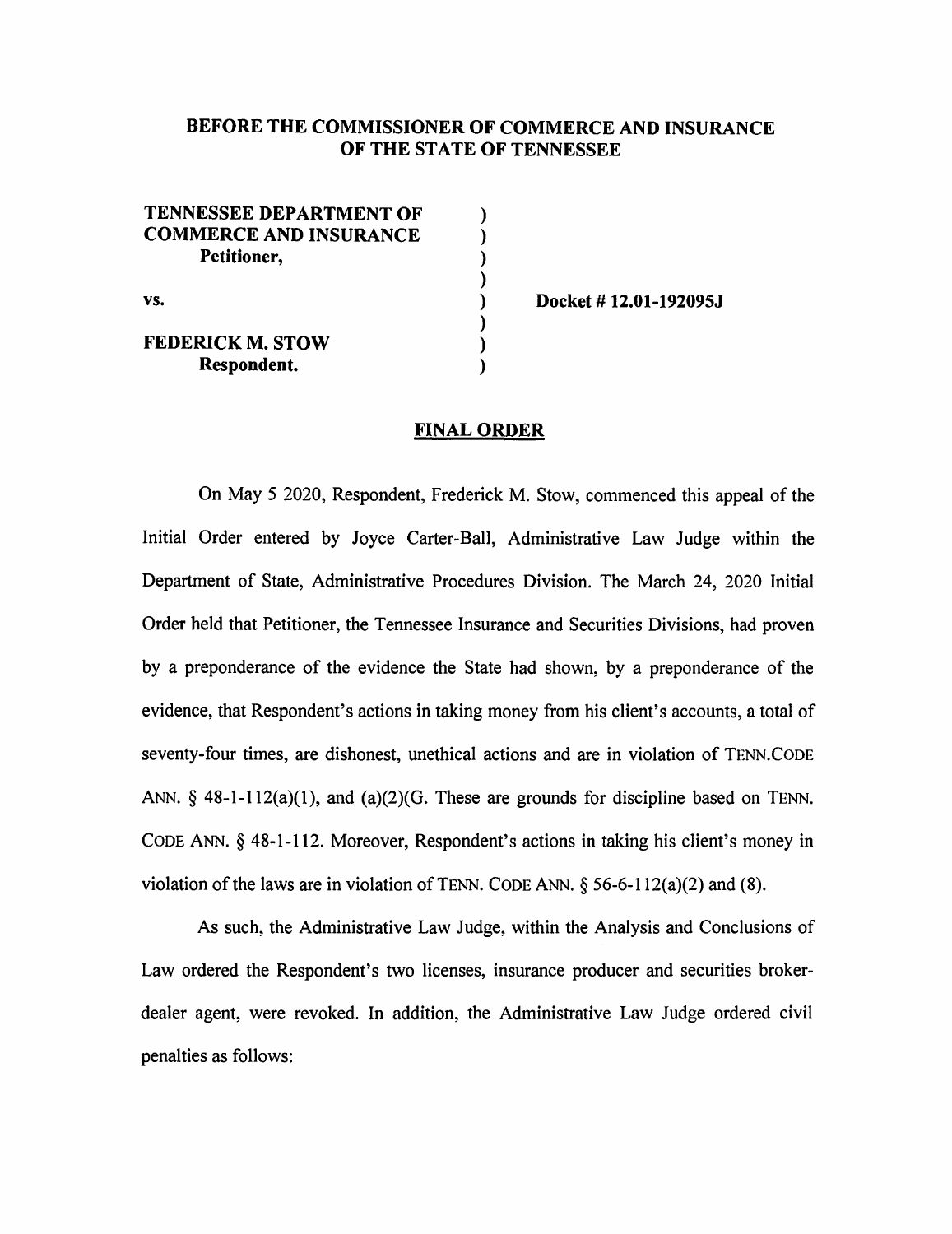**BEFORE THE COMMISSIONER OF COMMERCE AND INSURANCE OF THE STATE OF TENNESSEE**

| | | |
|---|---|---|
| **TENNESSEE DEPARTMENT OF COMMERCE AND INSURANCE** | ) | |
| **Petitioner,** | ) | |
| | ) | |
| vs. | ) | **Docket # 12.01-192095J** |
| | ) | |
| **FEDERICK M. STOW** | ) | |
| **Respondent.** | ) | |

**FINAL ORDER**

On May 5 2020, Respondent, Frederick M. Stow, commenced this appeal of the Initial Order entered by Joyce Carter-Ball, Administrative Law Judge within the Department of State, Administrative Procedures Division. The March 24, 2020 Initial Order held that Petitioner, the Tennessee Insurance and Securities Divisions, had proven by a preponderance of the evidence the State had shown, by a preponderance of the evidence, that Respondent's actions in taking money from his client's accounts, a total of seventy-four times, are dishonest, unethical actions and are in violation of TENN.CODE ANN. § 48-1-112(a)(1), and (a)(2)(G. These are grounds for discipline based on TENN. CODE ANN. § 48-1-112. Moreover, Respondent's actions in taking his client's money in violation of the laws are in violation of TENN. CODE ANN. § 56-6-112(a)(2) and (8).

As such, the Administrative Law Judge, within the Analysis and Conclusions of Law ordered the Respondent's two licenses, insurance producer and securities broker-dealer agent, were revoked. In addition, the Administrative Law Judge ordered civil penalties as follows: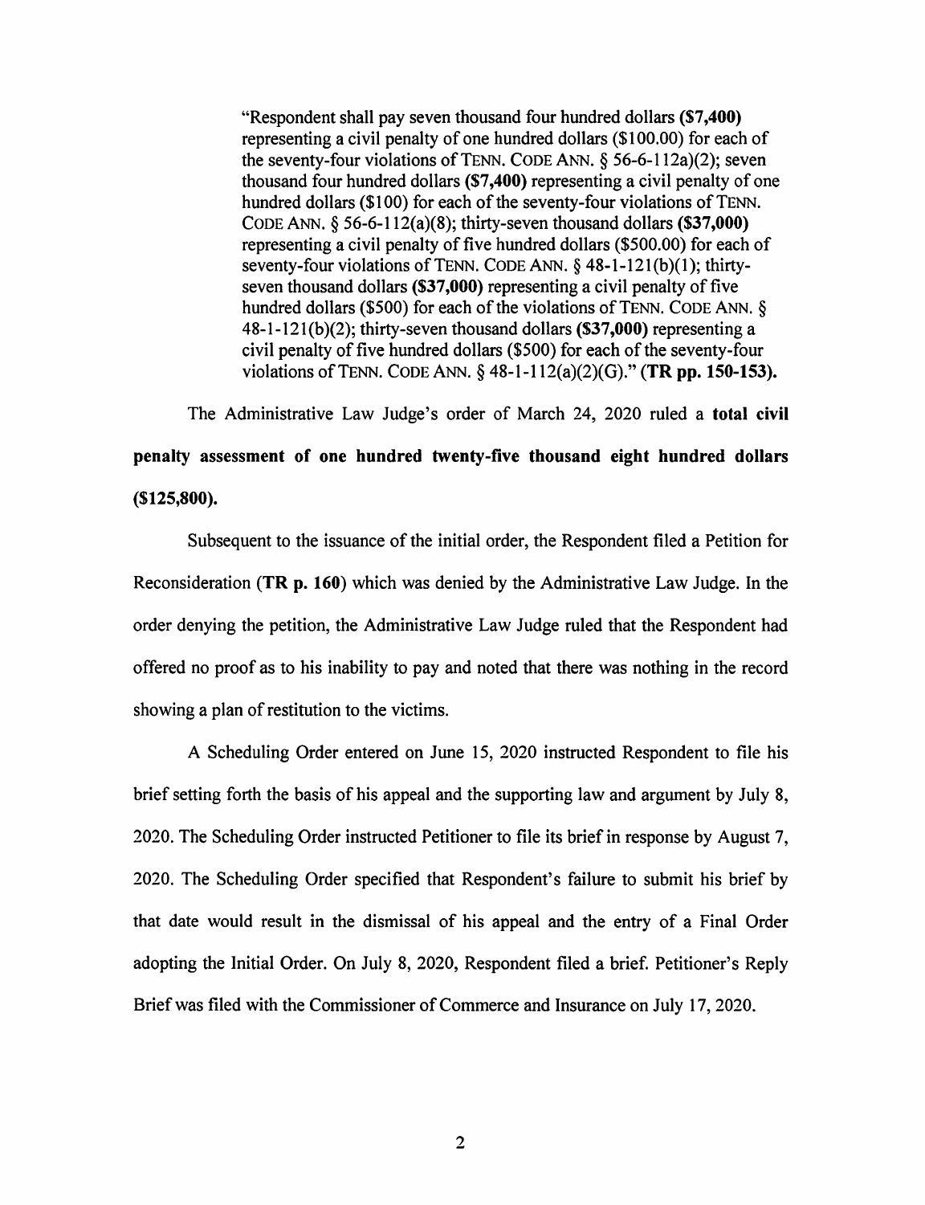> "Respondent shall pay seven thousand four hundred dollars **($7,400)** representing a civil penalty of one hundred dollars ($100.00) for each of the seventy-four violations of TENN. CODE ANN. § 56-6-112a)(2); seven thousand four hundred dollars **($7,400)** representing a civil penalty of one hundred dollars ($100) for each of the seventy-four violations of TENN. CODE ANN. § 56-6-112(a)(8); thirty-seven thousand dollars **($37,000)** representing a civil penalty of five hundred dollars ($500.00) for each of seventy-four violations of TENN. CODE ANN. § 48-1-121(b)(1); thirty-seven thousand dollars **($37,000)** representing a civil penalty of five hundred dollars ($500) for each of the violations of TENN. CODE ANN. § 48-1-121(b)(2); thirty-seven thousand dollars **($37,000)** representing a civil penalty of five hundred dollars ($500) for each of the seventy-four violations of TENN. CODE ANN. § 48-1-112(a)(2)(G)." **(TR pp. 150-153).**

The Administrative Law Judge's order of March 24, 2020 ruled a **total civil penalty assessment of one hundred twenty-five thousand eight hundred dollars ($125,800).**

Subsequent to the issuance of the initial order, the Respondent filed a Petition for Reconsideration (**TR p. 160**) which was denied by the Administrative Law Judge. In the order denying the petition, the Administrative Law Judge ruled that the Respondent had offered no proof as to his inability to pay and noted that there was nothing in the record showing a plan of restitution to the victims.

A Scheduling Order entered on June 15, 2020 instructed Respondent to file his brief setting forth the basis of his appeal and the supporting law and argument by July 8, 2020. The Scheduling Order instructed Petitioner to file its brief in response by August 7, 2020. The Scheduling Order specified that Respondent's failure to submit his brief by that date would result in the dismissal of his appeal and the entry of a Final Order adopting the Initial Order. On July 8, 2020, Respondent filed a brief. Petitioner's Reply Brief was filed with the Commissioner of Commerce and Insurance on July 17, 2020.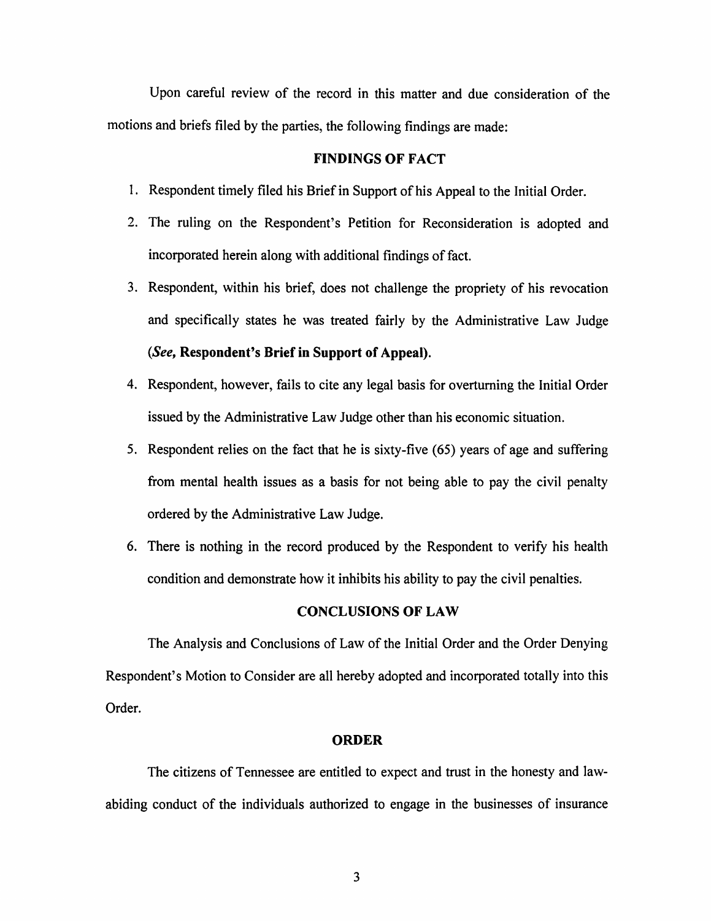Upon careful review of the record in this matter and due consideration of the motions and briefs filed by the parties, the following findings are made:

## FINDINGS OF FACT

1. Respondent timely filed his Brief in Support of his Appeal to the Initial Order.
2. The ruling on the Respondent's Petition for Reconsideration is adopted and incorporated herein along with additional findings of fact.
3. Respondent, within his brief, does not challenge the propriety of his revocation and specifically states he was treated fairly by the Administrative Law Judge (***See*, Respondent's Brief in Support of Appeal**).
4. Respondent, however, fails to cite any legal basis for overturning the Initial Order issued by the Administrative Law Judge other than his economic situation.
5. Respondent relies on the fact that he is sixty-five (65) years of age and suffering from mental health issues as a basis for not being able to pay the civil penalty ordered by the Administrative Law Judge.
6. There is nothing in the record produced by the Respondent to verify his health condition and demonstrate how it inhibits his ability to pay the civil penalties.

## CONCLUSIONS OF LAW

The Analysis and Conclusions of Law of the Initial Order and the Order Denying Respondent's Motion to Consider are all hereby adopted and incorporated totally into this Order.

## ORDER

The citizens of Tennessee are entitled to expect and trust in the honesty and law-abiding conduct of the individuals authorized to engage in the businesses of insurance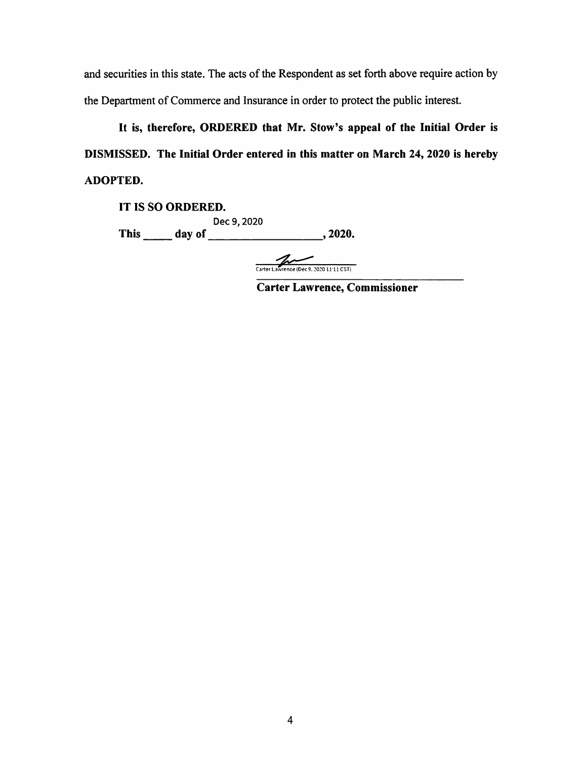and securities in this state. The acts of the Respondent as set forth above require action by the Department of Commerce and Insurance in order to protect the public interest.

**It is, therefore, ORDERED that Mr. Stow's appeal of the Initial Order is DISMISSED. The Initial Order entered in this matter on March 24, 2020 is hereby ADOPTED.**

**IT IS SO ORDERED.**

**This \_\_\_\_\_ day of** Dec 9, 2020 **, 2020.**

Carter Lawrence (Dec 9, 2020 11:11 CST)

**Carter Lawrence, Commissioner**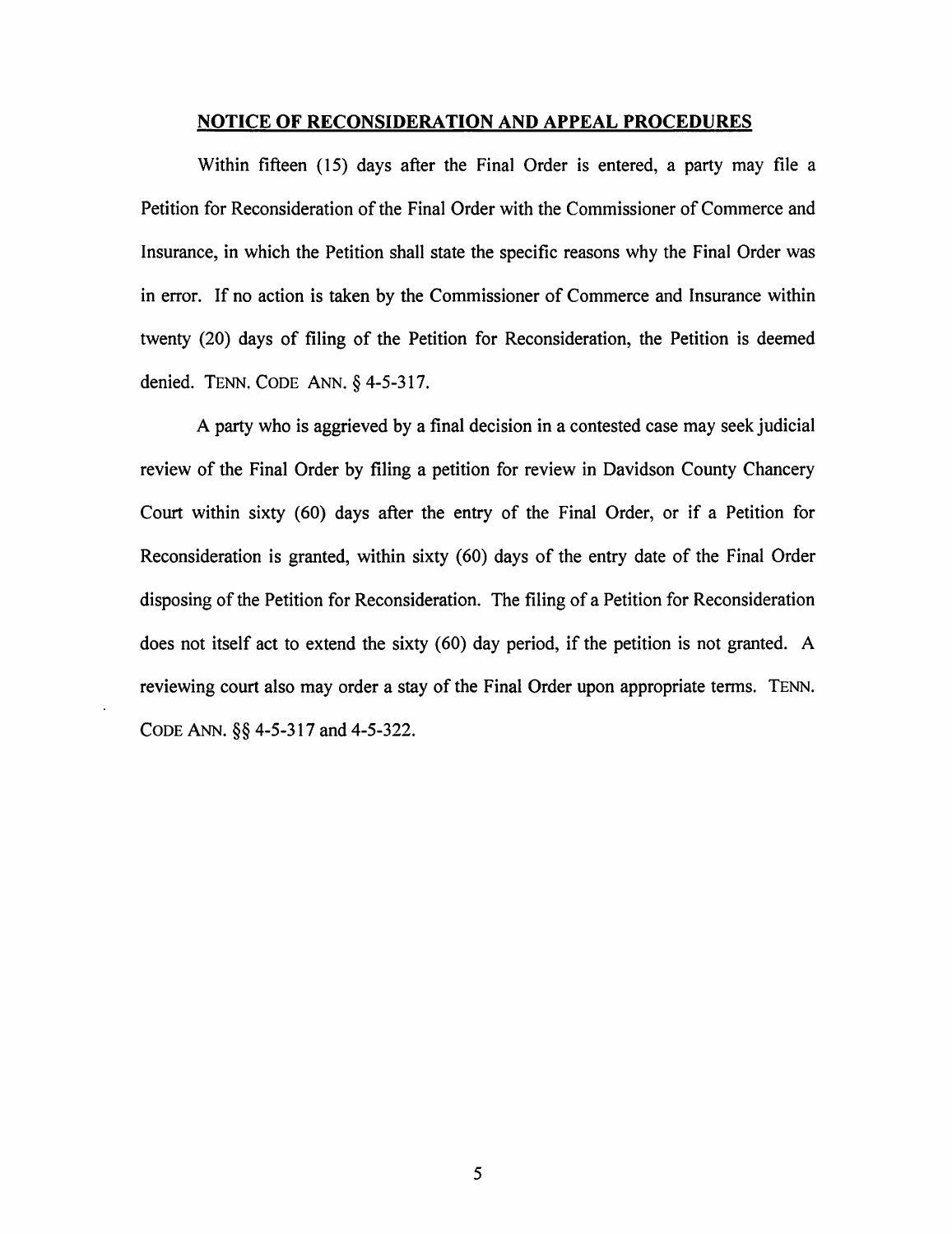## **NOTICE OF RECONSIDERATION AND APPEAL PROCEDURES**

Within fifteen (15) days after the Final Order is entered, a party may file a Petition for Reconsideration of the Final Order with the Commissioner of Commerce and Insurance, in which the Petition shall state the specific reasons why the Final Order was in error. If no action is taken by the Commissioner of Commerce and Insurance within twenty (20) days of filing of the Petition for Reconsideration, the Petition is deemed denied. TENN. CODE ANN. § 4-5-317.

A party who is aggrieved by a final decision in a contested case may seek judicial review of the Final Order by filing a petition for review in Davidson County Chancery Court within sixty (60) days after the entry of the Final Order, or if a Petition for Reconsideration is granted, within sixty (60) days of the entry date of the Final Order disposing of the Petition for Reconsideration. The filing of a Petition for Reconsideration does not itself act to extend the sixty (60) day period, if the petition is not granted. A reviewing court also may order a stay of the Final Order upon appropriate terms. TENN. CODE ANN. §§ 4-5-317 and 4-5-322.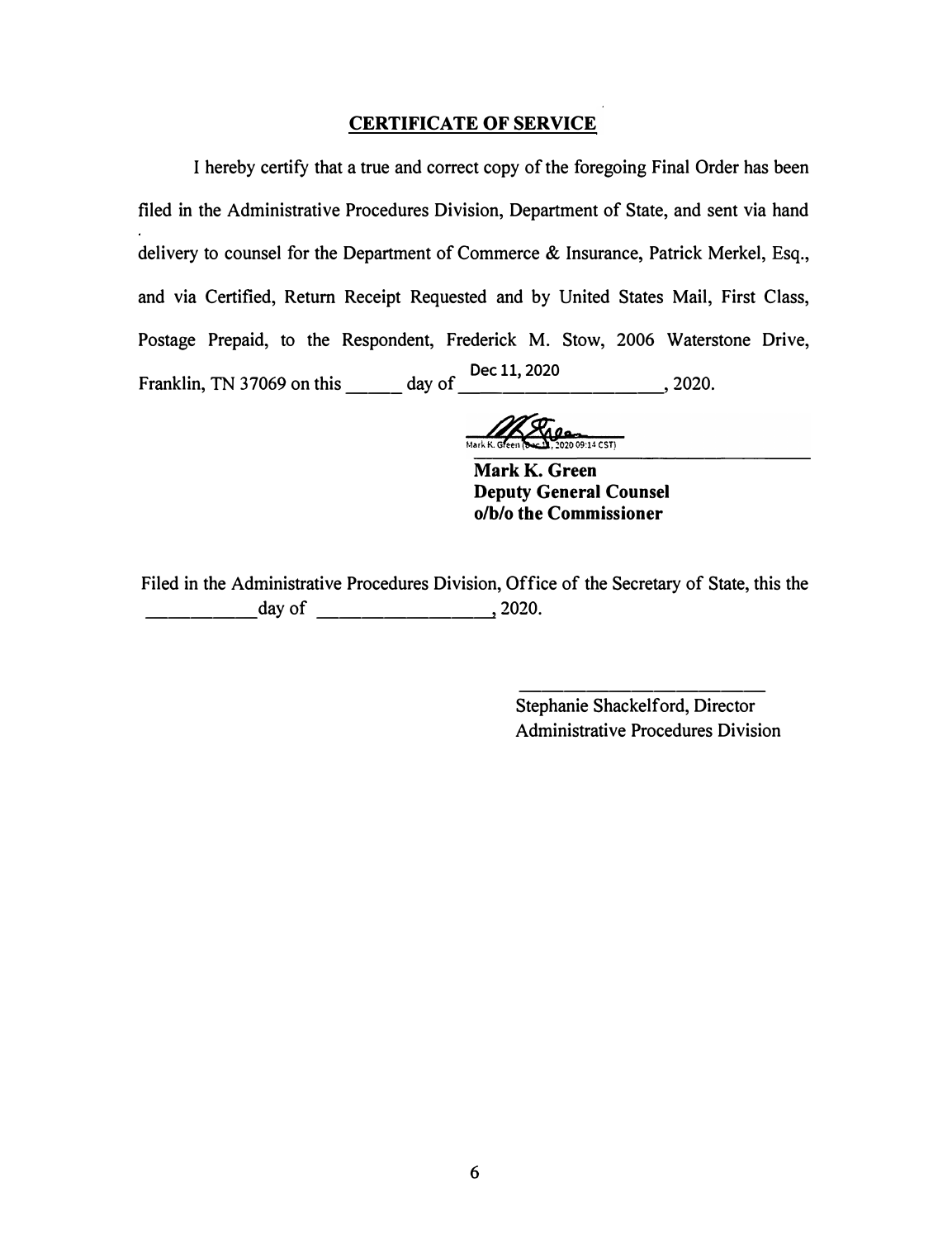**CERTIFICATE OF SERVICE**

I hereby certify that a true and correct copy of the foregoing Final Order has been filed in the Administrative Procedures Division, Department of State, and sent via hand delivery to counsel for the Department of Commerce & Insurance, Patrick Merkel, Esq., and via Certified, Return Receipt Requested and by United States Mail, First Class, Postage Prepaid, to the Respondent, Frederick M. Stow, 2006 Waterstone Drive, Franklin, TN 37069 on this ______ day of Dec 11, 2020, 2020.

Mark K. Green (Dec 11, 2020 09:14 CST)

**Mark K. Green**
**Deputy General Counsel**
**o/b/o the Commissioner**

Filed in the Administrative Procedures Division, Office of the Secretary of State, this the ___________day of _________________, 2020.

Stephanie Shackelford, Director
Administrative Procedures Division